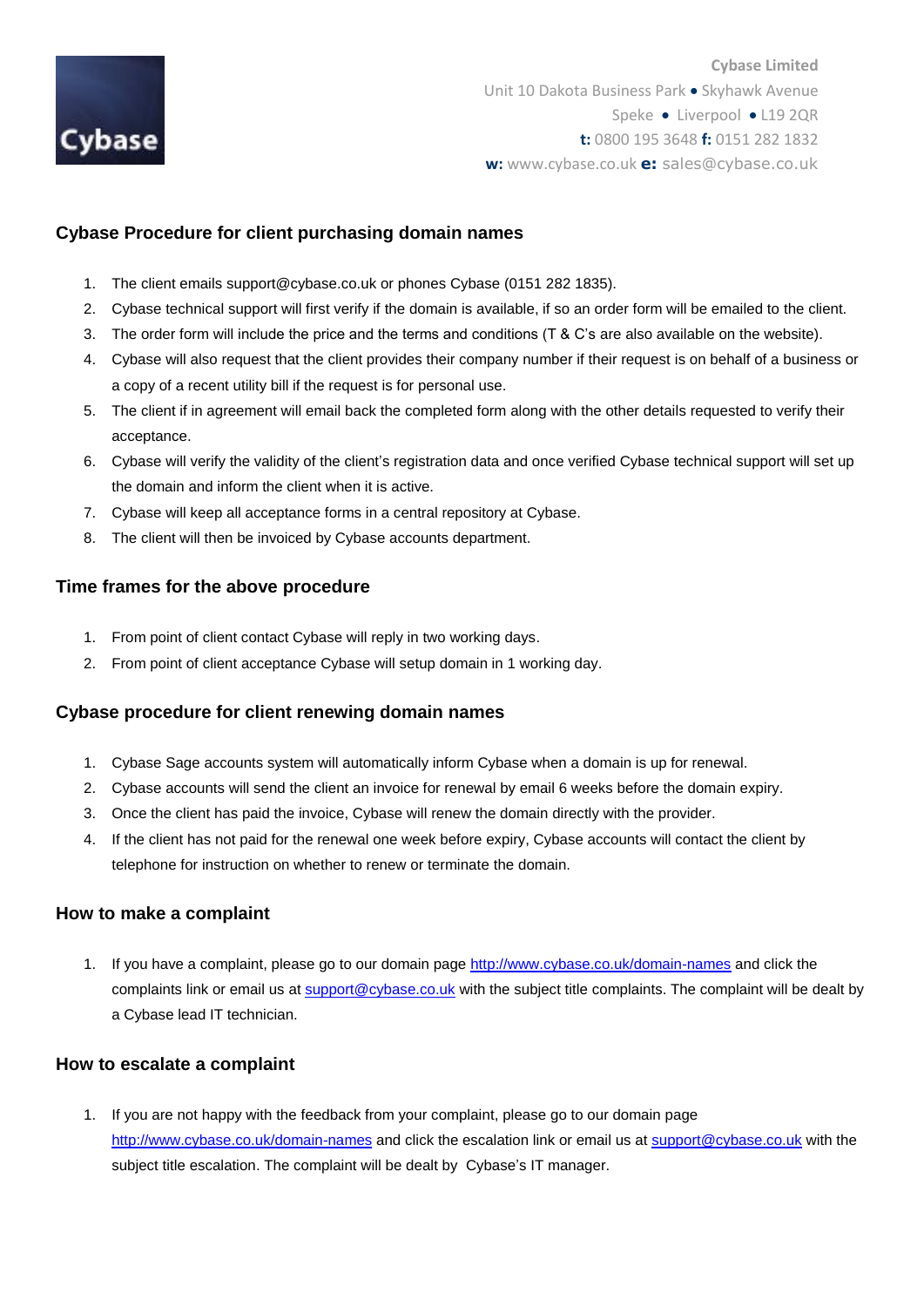Cybase

**Cybase Limited**
Unit 10 Dakota Business Park • Skyhawk Avenue
Speke • Liverpool • L19 2QR
**t:** 0800 195 3648 **f:** 0151 282 1832
**w:** www.cybase.co.uk **e:** sales@cybase.co.uk

## Cybase Procedure for client purchasing domain names

1. The client emails support@cybase.co.uk or phones Cybase (0151 282 1835).
2. Cybase technical support will first verify if the domain is available, if so an order form will be emailed to the client.
3. The order form will include the price and the terms and conditions (T & C's are also available on the website).
4. Cybase will also request that the client provides their company number if their request is on behalf of a business or a copy of a recent utility bill if the request is for personal use.
5. The client if in agreement will email back the completed form along with the other details requested to verify their acceptance.
6. Cybase will verify the validity of the client's registration data and once verified Cybase technical support will set up the domain and inform the client when it is active.
7. Cybase will keep all acceptance forms in a central repository at Cybase.
8. The client will then be invoiced by Cybase accounts department.

## Time frames for the above procedure

1. From point of client contact Cybase will reply in two working days.
2. From point of client acceptance Cybase will setup domain in 1 working day.

## Cybase procedure for client renewing domain names

1. Cybase Sage accounts system will automatically inform Cybase when a domain is up for renewal.
2. Cybase accounts will send the client an invoice for renewal by email 6 weeks before the domain expiry.
3. Once the client has paid the invoice, Cybase will renew the domain directly with the provider.
4. If the client has not paid for the renewal one week before expiry, Cybase accounts will contact the client by telephone for instruction on whether to renew or terminate the domain.

## How to make a complaint

1. If you have a complaint, please go to our domain page http://www.cybase.co.uk/domain-names and click the complaints link or email us at support@cybase.co.uk with the subject title complaints. The complaint will be dealt by a Cybase lead IT technician.

## How to escalate a complaint

1. If you are not happy with the feedback from your complaint, please go to our domain page http://www.cybase.co.uk/domain-names and click the escalation link or email us at support@cybase.co.uk with the subject title escalation. The complaint will be dealt by Cybase's IT manager.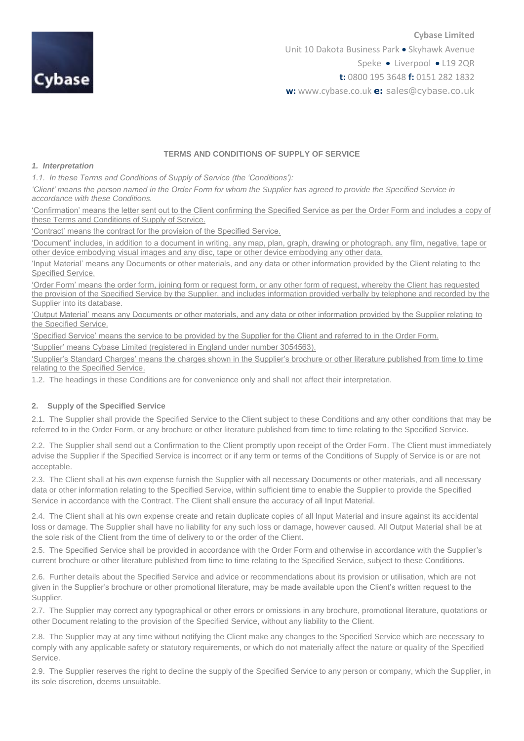**Cybase Limited**
Unit 10 Dakota Business Park • Skyhawk Avenue
Speke • Liverpool • L19 2QR
**t:** 0800 195 3648 **f:** 0151 282 1832
**w:** www.cybase.co.uk **e:** sales@cybase.co.uk

**TERMS AND CONDITIONS OF SUPPLY OF SERVICE**

***1. Interpretation***

*1.1. In these Terms and Conditions of Supply of Service (the 'Conditions'):*

*'Client' means the person named in the Order Form for whom the Supplier has agreed to provide the Specified Service in accordance with these Conditions.*

'Confirmation' means the letter sent out to the Client confirming the Specified Service as per the Order Form and includes a copy of these Terms and Conditions of Supply of Service.

'Contract' means the contract for the provision of the Specified Service.

'Document' includes, in addition to a document in writing, any map, plan, graph, drawing or photograph, any film, negative, tape or other device embodying visual images and any disc, tape or other device embodying any other data.

'Input Material' means any Documents or other materials, and any data or other information provided by the Client relating to the Specified Service.

'Order Form' means the order form, joining form or request form, or any other form of request, whereby the Client has requested the provision of the Specified Service by the Supplier, and includes information provided verbally by telephone and recorded by the Supplier into its database.

'Output Material' means any Documents or other materials, and any data or other information provided by the Supplier relating to the Specified Service.

'Specified Service' means the service to be provided by the Supplier for the Client and referred to in the Order Form.

'Supplier' means Cybase Limited (registered in England under number 3054563).

'Supplier's Standard Charges' means the charges shown in the Supplier's brochure or other literature published from time to time relating to the Specified Service.

1.2. The headings in these Conditions are for convenience only and shall not affect their interpretation.

**2. Supply of the Specified Service**

2.1. The Supplier shall provide the Specified Service to the Client subject to these Conditions and any other conditions that may be referred to in the Order Form, or any brochure or other literature published from time to time relating to the Specified Service.

2.2. The Supplier shall send out a Confirmation to the Client promptly upon receipt of the Order Form. The Client must immediately advise the Supplier if the Specified Service is incorrect or if any term or terms of the Conditions of Supply of Service is or are not acceptable.

2.3. The Client shall at his own expense furnish the Supplier with all necessary Documents or other materials, and all necessary data or other information relating to the Specified Service, within sufficient time to enable the Supplier to provide the Specified Service in accordance with the Contract. The Client shall ensure the accuracy of all Input Material.

2.4. The Client shall at his own expense create and retain duplicate copies of all Input Material and insure against its accidental loss or damage. The Supplier shall have no liability for any such loss or damage, however caused. All Output Material shall be at the sole risk of the Client from the time of delivery to or the order of the Client.

2.5. The Specified Service shall be provided in accordance with the Order Form and otherwise in accordance with the Supplier's current brochure or other literature published from time to time relating to the Specified Service, subject to these Conditions.

2.6. Further details about the Specified Service and advice or recommendations about its provision or utilisation, which are not given in the Supplier's brochure or other promotional literature, may be made available upon the Client's written request to the Supplier.

2.7. The Supplier may correct any typographical or other errors or omissions in any brochure, promotional literature, quotations or other Document relating to the provision of the Specified Service, without any liability to the Client.

2.8. The Supplier may at any time without notifying the Client make any changes to the Specified Service which are necessary to comply with any applicable safety or statutory requirements, or which do not materially affect the nature or quality of the Specified Service.

2.9. The Supplier reserves the right to decline the supply of the Specified Service to any person or company, which the Supplier, in its sole discretion, deems unsuitable.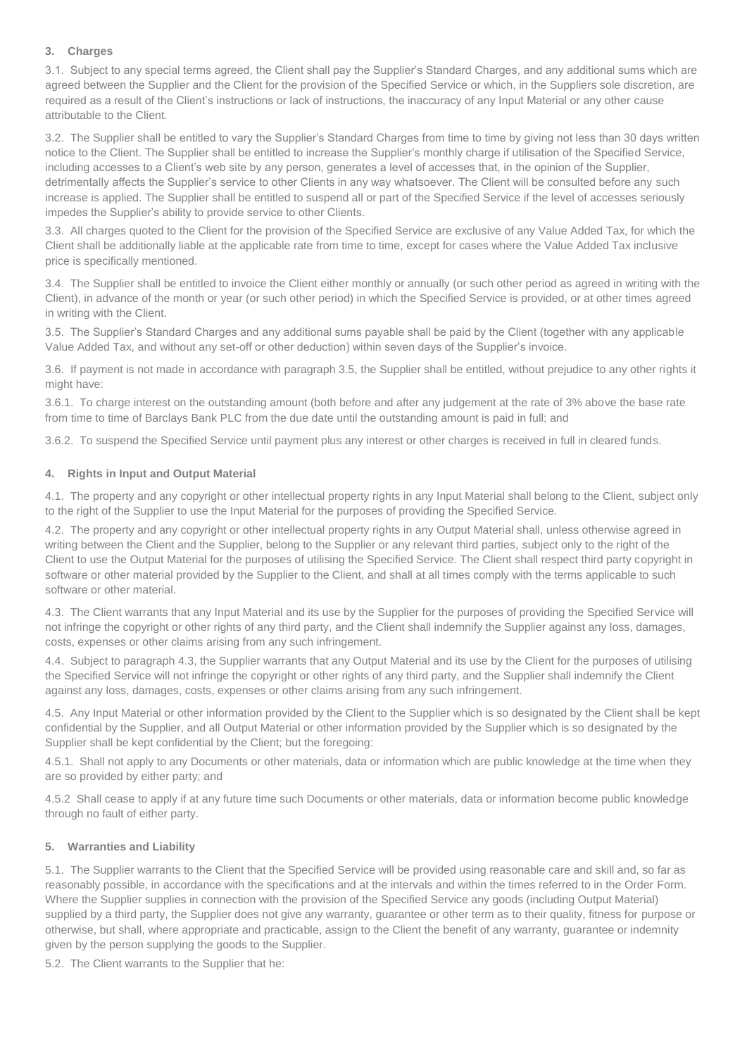### 3. Charges

3.1. Subject to any special terms agreed, the Client shall pay the Supplier's Standard Charges, and any additional sums which are agreed between the Supplier and the Client for the provision of the Specified Service or which, in the Suppliers sole discretion, are required as a result of the Client's instructions or lack of instructions, the inaccuracy of any Input Material or any other cause attributable to the Client.

3.2. The Supplier shall be entitled to vary the Supplier's Standard Charges from time to time by giving not less than 30 days written notice to the Client. The Supplier shall be entitled to increase the Supplier's monthly charge if utilisation of the Specified Service, including accesses to a Client's web site by any person, generates a level of accesses that, in the opinion of the Supplier, detrimentally affects the Supplier's service to other Clients in any way whatsoever. The Client will be consulted before any such increase is applied. The Supplier shall be entitled to suspend all or part of the Specified Service if the level of accesses seriously impedes the Supplier's ability to provide service to other Clients.

3.3. All charges quoted to the Client for the provision of the Specified Service are exclusive of any Value Added Tax, for which the Client shall be additionally liable at the applicable rate from time to time, except for cases where the Value Added Tax inclusive price is specifically mentioned.

3.4. The Supplier shall be entitled to invoice the Client either monthly or annually (or such other period as agreed in writing with the Client), in advance of the month or year (or such other period) in which the Specified Service is provided, or at other times agreed in writing with the Client.

3.5. The Supplier's Standard Charges and any additional sums payable shall be paid by the Client (together with any applicable Value Added Tax, and without any set-off or other deduction) within seven days of the Supplier's invoice.

3.6. If payment is not made in accordance with paragraph 3.5, the Supplier shall be entitled, without prejudice to any other rights it might have:

3.6.1. To charge interest on the outstanding amount (both before and after any judgement at the rate of 3% above the base rate from time to time of Barclays Bank PLC from the due date until the outstanding amount is paid in full; and

3.6.2. To suspend the Specified Service until payment plus any interest or other charges is received in full in cleared funds.

### 4. Rights in Input and Output Material

4.1. The property and any copyright or other intellectual property rights in any Input Material shall belong to the Client, subject only to the right of the Supplier to use the Input Material for the purposes of providing the Specified Service.

4.2. The property and any copyright or other intellectual property rights in any Output Material shall, unless otherwise agreed in writing between the Client and the Supplier, belong to the Supplier or any relevant third parties, subject only to the right of the Client to use the Output Material for the purposes of utilising the Specified Service. The Client shall respect third party copyright in software or other material provided by the Supplier to the Client, and shall at all times comply with the terms applicable to such software or other material.

4.3. The Client warrants that any Input Material and its use by the Supplier for the purposes of providing the Specified Service will not infringe the copyright or other rights of any third party, and the Client shall indemnify the Supplier against any loss, damages, costs, expenses or other claims arising from any such infringement.

4.4. Subject to paragraph 4.3, the Supplier warrants that any Output Material and its use by the Client for the purposes of utilising the Specified Service will not infringe the copyright or other rights of any third party, and the Supplier shall indemnify the Client against any loss, damages, costs, expenses or other claims arising from any such infringement.

4.5. Any Input Material or other information provided by the Client to the Supplier which is so designated by the Client shall be kept confidential by the Supplier, and all Output Material or other information provided by the Supplier which is so designated by the Supplier shall be kept confidential by the Client; but the foregoing:

4.5.1. Shall not apply to any Documents or other materials, data or information which are public knowledge at the time when they are so provided by either party; and

4.5.2 Shall cease to apply if at any future time such Documents or other materials, data or information become public knowledge through no fault of either party.

### 5. Warranties and Liability

5.1. The Supplier warrants to the Client that the Specified Service will be provided using reasonable care and skill and, so far as reasonably possible, in accordance with the specifications and at the intervals and within the times referred to in the Order Form. Where the Supplier supplies in connection with the provision of the Specified Service any goods (including Output Material) supplied by a third party, the Supplier does not give any warranty, guarantee or other term as to their quality, fitness for purpose or otherwise, but shall, where appropriate and practicable, assign to the Client the benefit of any warranty, guarantee or indemnity given by the person supplying the goods to the Supplier.

5.2. The Client warrants to the Supplier that he: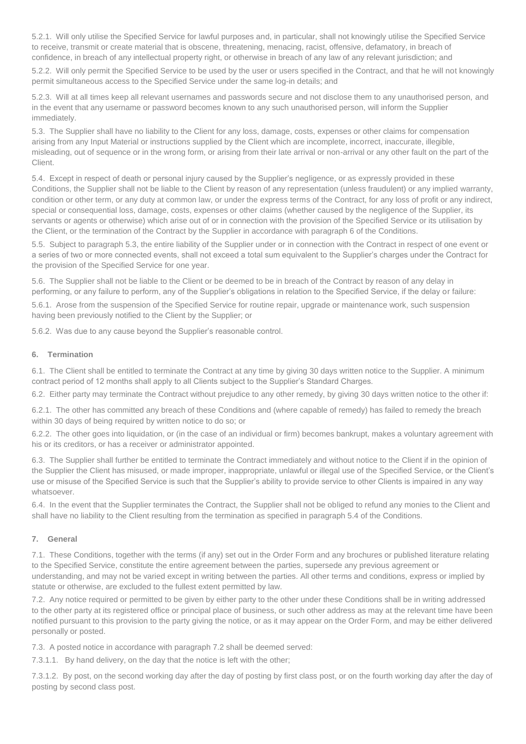5.2.1. Will only utilise the Specified Service for lawful purposes and, in particular, shall not knowingly utilise the Specified Service to receive, transmit or create material that is obscene, threatening, menacing, racist, offensive, defamatory, in breach of confidence, in breach of any intellectual property right, or otherwise in breach of any law of any relevant jurisdiction; and

5.2.2. Will only permit the Specified Service to be used by the user or users specified in the Contract, and that he will not knowingly permit simultaneous access to the Specified Service under the same log-in details; and

5.2.3. Will at all times keep all relevant usernames and passwords secure and not disclose them to any unauthorised person, and in the event that any username or password becomes known to any such unauthorised person, will inform the Supplier immediately.

5.3. The Supplier shall have no liability to the Client for any loss, damage, costs, expenses or other claims for compensation arising from any Input Material or instructions supplied by the Client which are incomplete, incorrect, inaccurate, illegible, misleading, out of sequence or in the wrong form, or arising from their late arrival or non-arrival or any other fault on the part of the Client.

5.4. Except in respect of death or personal injury caused by the Supplier's negligence, or as expressly provided in these Conditions, the Supplier shall not be liable to the Client by reason of any representation (unless fraudulent) or any implied warranty, condition or other term, or any duty at common law, or under the express terms of the Contract, for any loss of profit or any indirect, special or consequential loss, damage, costs, expenses or other claims (whether caused by the negligence of the Supplier, its servants or agents or otherwise) which arise out of or in connection with the provision of the Specified Service or its utilisation by the Client, or the termination of the Contract by the Supplier in accordance with paragraph 6 of the Conditions.

5.5. Subject to paragraph 5.3, the entire liability of the Supplier under or in connection with the Contract in respect of one event or a series of two or more connected events, shall not exceed a total sum equivalent to the Supplier's charges under the Contract for the provision of the Specified Service for one year.

5.6. The Supplier shall not be liable to the Client or be deemed to be in breach of the Contract by reason of any delay in performing, or any failure to perform, any of the Supplier's obligations in relation to the Specified Service, if the delay or failure:

5.6.1. Arose from the suspension of the Specified Service for routine repair, upgrade or maintenance work, such suspension having been previously notified to the Client by the Supplier; or

5.6.2. Was due to any cause beyond the Supplier's reasonable control.

**6. Termination**

6.1. The Client shall be entitled to terminate the Contract at any time by giving 30 days written notice to the Supplier. A minimum contract period of 12 months shall apply to all Clients subject to the Supplier's Standard Charges.

6.2. Either party may terminate the Contract without prejudice to any other remedy, by giving 30 days written notice to the other if:

6.2.1. The other has committed any breach of these Conditions and (where capable of remedy) has failed to remedy the breach within 30 days of being required by written notice to do so; or

6.2.2. The other goes into liquidation, or (in the case of an individual or firm) becomes bankrupt, makes a voluntary agreement with his or its creditors, or has a receiver or administrator appointed.

6.3. The Supplier shall further be entitled to terminate the Contract immediately and without notice to the Client if in the opinion of the Supplier the Client has misused, or made improper, inappropriate, unlawful or illegal use of the Specified Service, or the Client's use or misuse of the Specified Service is such that the Supplier's ability to provide service to other Clients is impaired in any way whatsoever.

6.4. In the event that the Supplier terminates the Contract, the Supplier shall not be obliged to refund any monies to the Client and shall have no liability to the Client resulting from the termination as specified in paragraph 5.4 of the Conditions.

**7. General**

7.1. These Conditions, together with the terms (if any) set out in the Order Form and any brochures or published literature relating to the Specified Service, constitute the entire agreement between the parties, supersede any previous agreement or understanding, and may not be varied except in writing between the parties. All other terms and conditions, express or implied by statute or otherwise, are excluded to the fullest extent permitted by law.

7.2. Any notice required or permitted to be given by either party to the other under these Conditions shall be in writing addressed to the other party at its registered office or principal place of business, or such other address as may at the relevant time have been notified pursuant to this provision to the party giving the notice, or as it may appear on the Order Form, and may be either delivered personally or posted.

7.3. A posted notice in accordance with paragraph 7.2 shall be deemed served:

7.3.1.1. By hand delivery, on the day that the notice is left with the other;

7.3.1.2. By post, on the second working day after the day of posting by first class post, or on the fourth working day after the day of posting by second class post.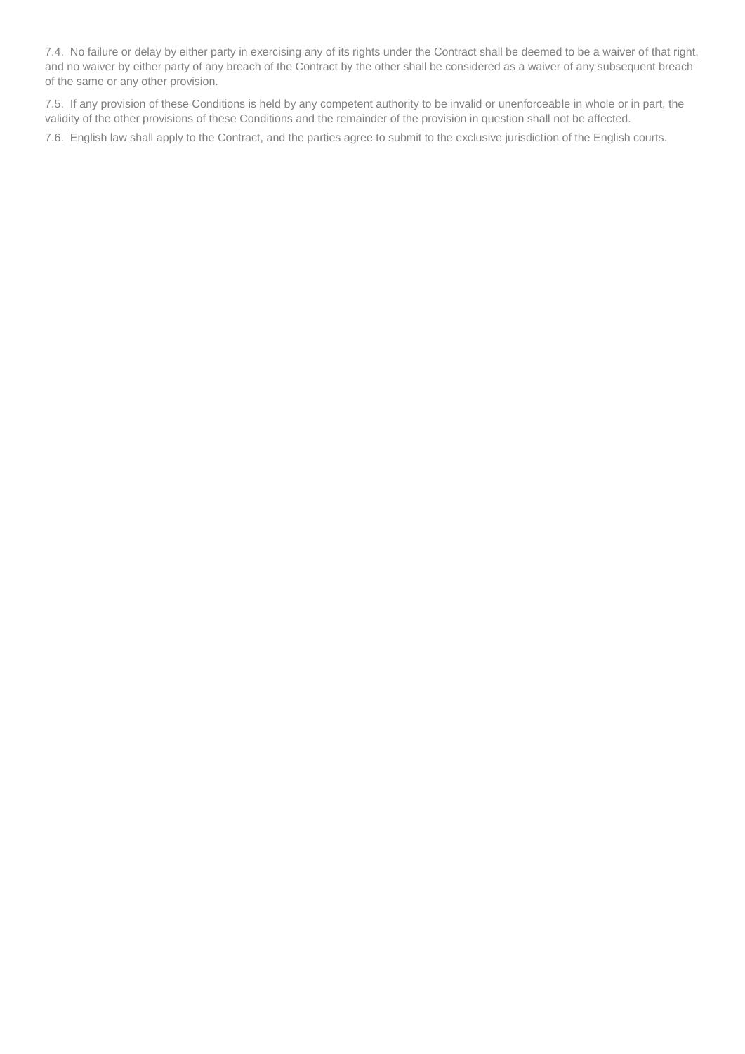7.4. No failure or delay by either party in exercising any of its rights under the Contract shall be deemed to be a waiver of that right, and no waiver by either party of any breach of the Contract by the other shall be considered as a waiver of any subsequent breach of the same or any other provision.

7.5. If any provision of these Conditions is held by any competent authority to be invalid or unenforceable in whole or in part, the validity of the other provisions of these Conditions and the remainder of the provision in question shall not be affected.

7.6. English law shall apply to the Contract, and the parties agree to submit to the exclusive jurisdiction of the English courts.